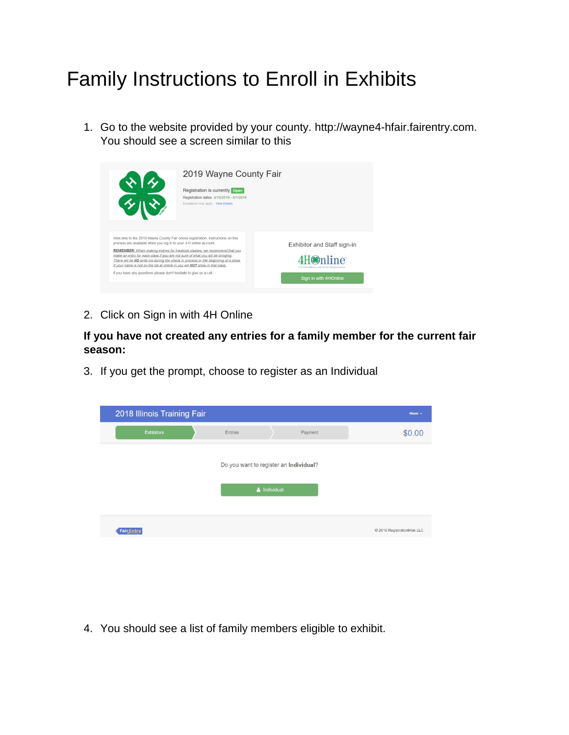# Family Instructions to Enroll in Exhibits

1. Go to the website provided by your county. http://wayne4-hfair.fairentry.com. You should see a screen similar to this

2. Click on Sign in with 4H Online

**If you have not created any entries for a family member for the current fair season:**

3. If you get the prompt, choose to register as an Individual

4. You should see a list of family members eligible to exhibit.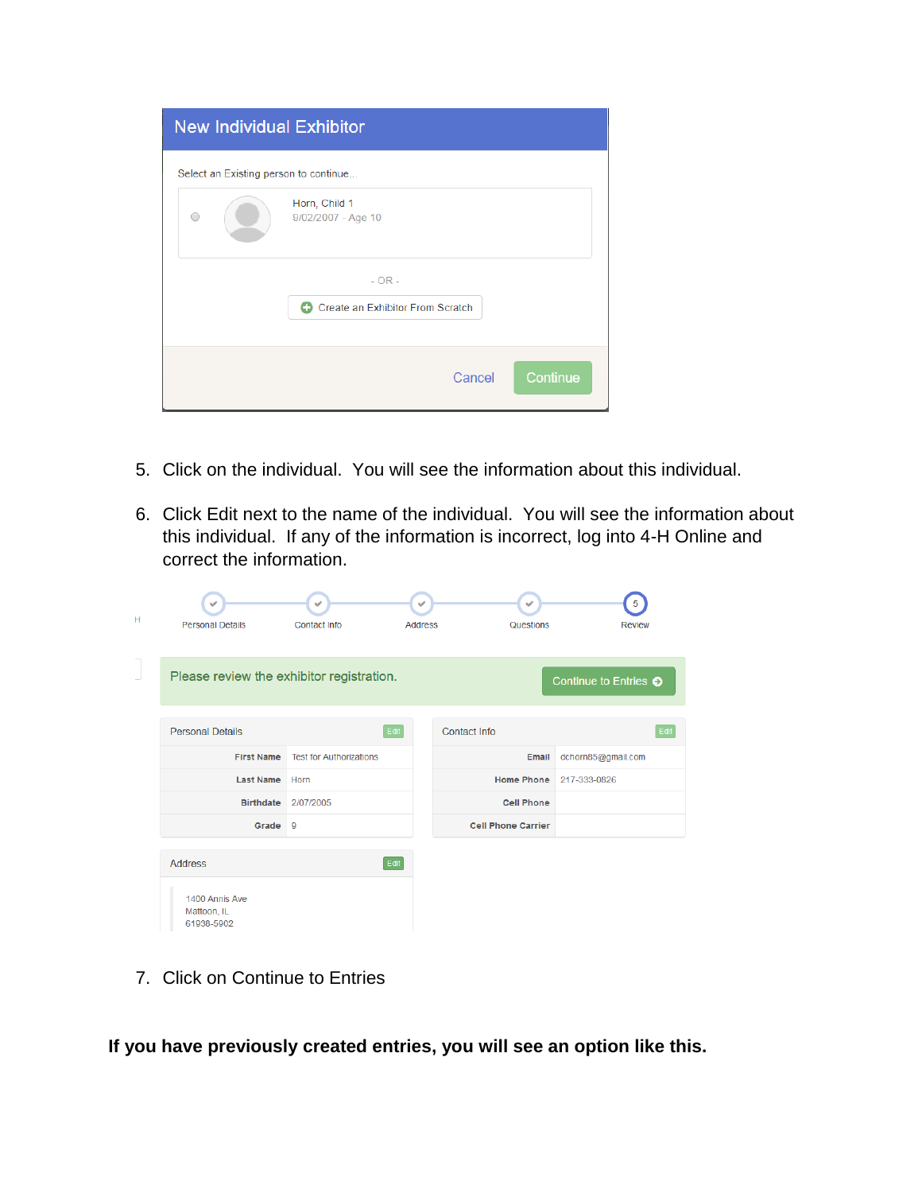5. Click on the individual. You will see the information about this individual.

6. Click Edit next to the name of the individual. You will see the information about this individual. If any of the information is incorrect, log into 4-H Online and correct the information.

7. Click on Continue to Entries

**If you have previously created entries, you will see an option like this.**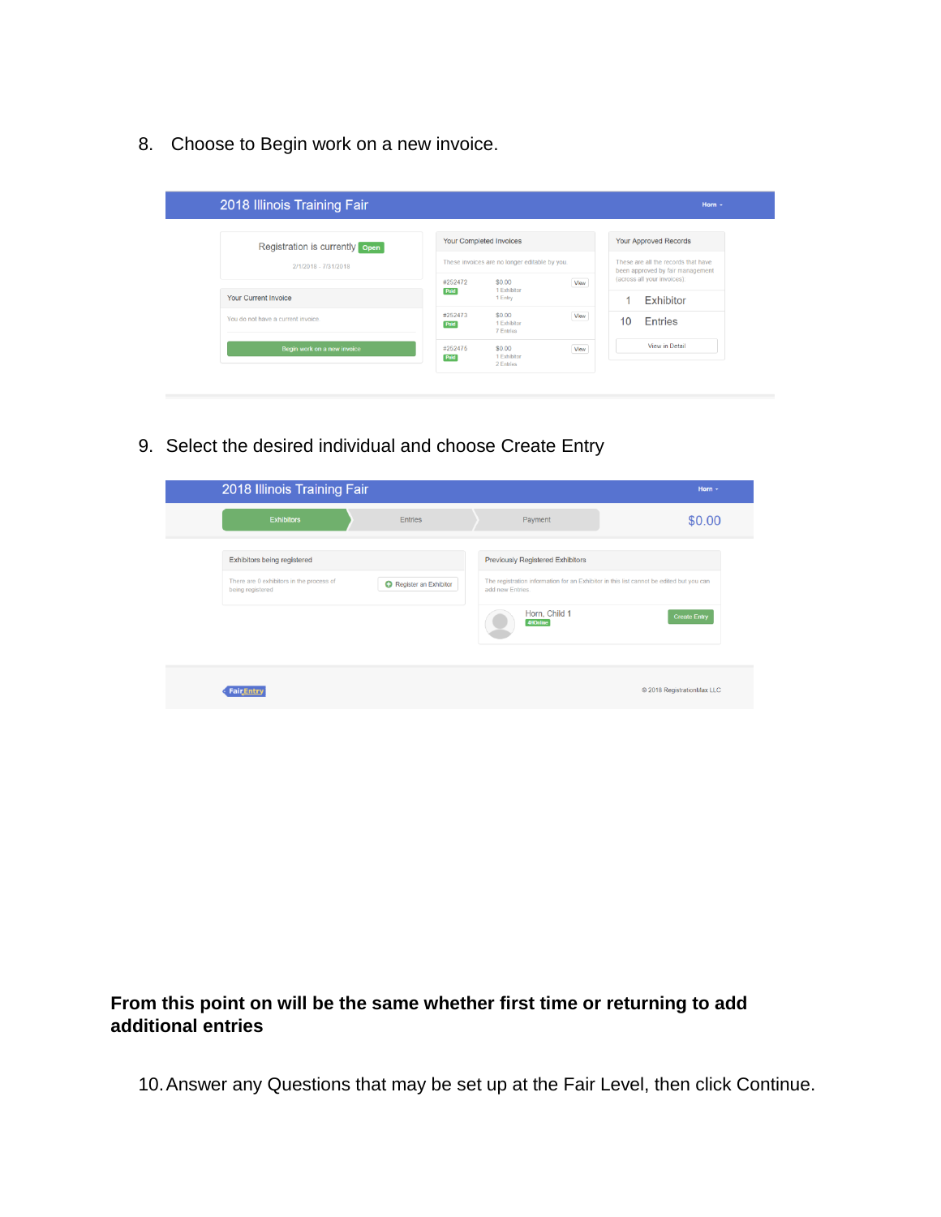8. Choose to Begin work on a new invoice.

9. Select the desired individual and choose Create Entry

**From this point on will be the same whether first time or returning to add additional entries**

10. Answer any Questions that may be set up at the Fair Level, then click Continue.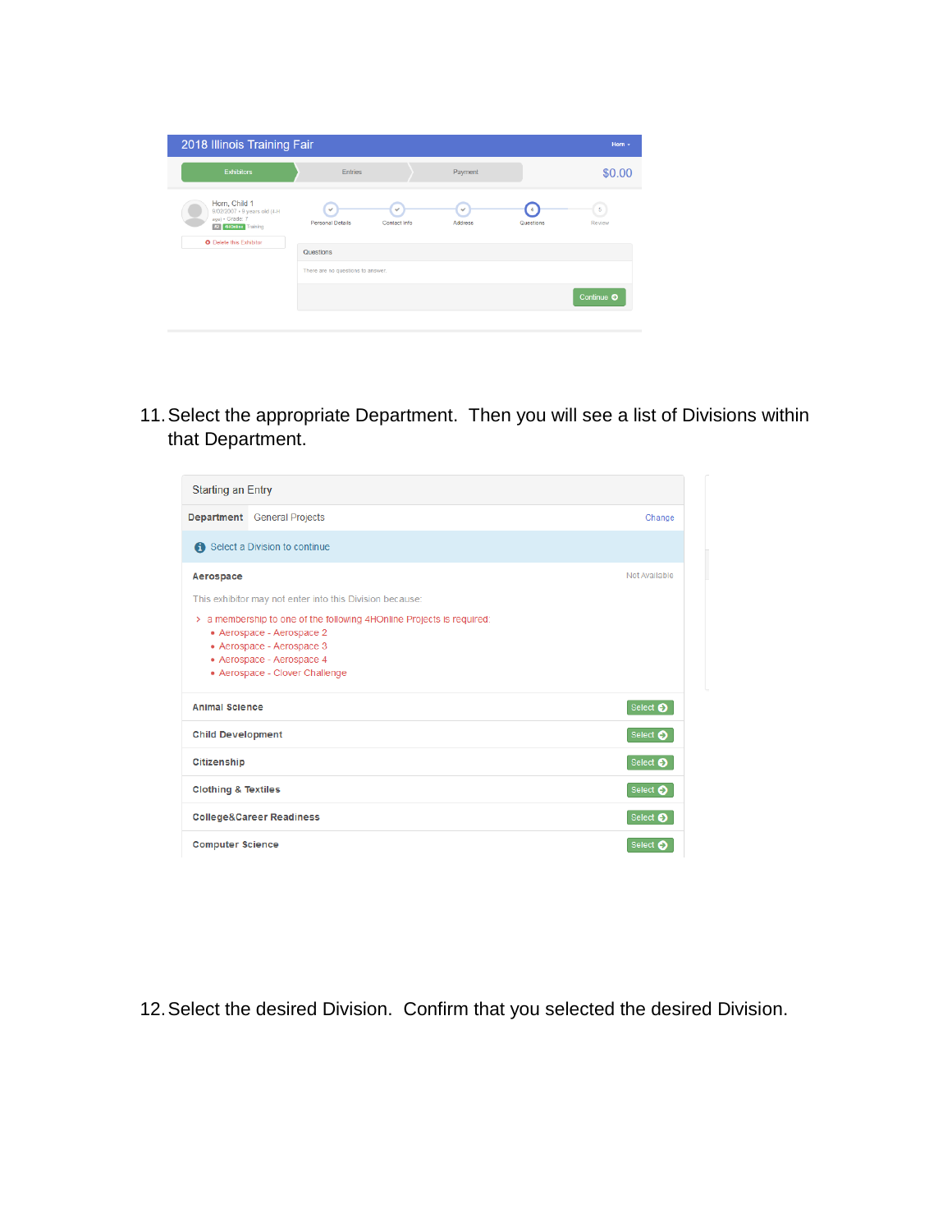2018 Illinois Training Fair

Exhibitors | Entries | Payment | $0.00

Horn, Child 1

Delete this Exhibitor

Personal Details | Contact Info | Address | Questions | Review

Questions

There are no questions to answer.

Continue

11. Select the appropriate Department. Then you will see a list of Divisions within that Department.

Starting an Entry

**Department** General Projects Change

Select a Division to continue

**Aerospace** Not Available

This exhibitor may not enter into this Division because:

› a membership to one of the following 4HOnline Projects is required:

- Aerospace - Aerospace 2
- Aerospace - Aerospace 3
- Aerospace - Aerospace 4
- Aerospace - Clover Challenge

| Division | |
|---|---|
| **Animal Science** | Select |
| **Child Development** | Select |
| **Citizenship** | Select |
| **Clothing & Textiles** | Select |
| **College&Career Readiness** | Select |
| **Computer Science** | Select |

12. Select the desired Division. Confirm that you selected the desired Division.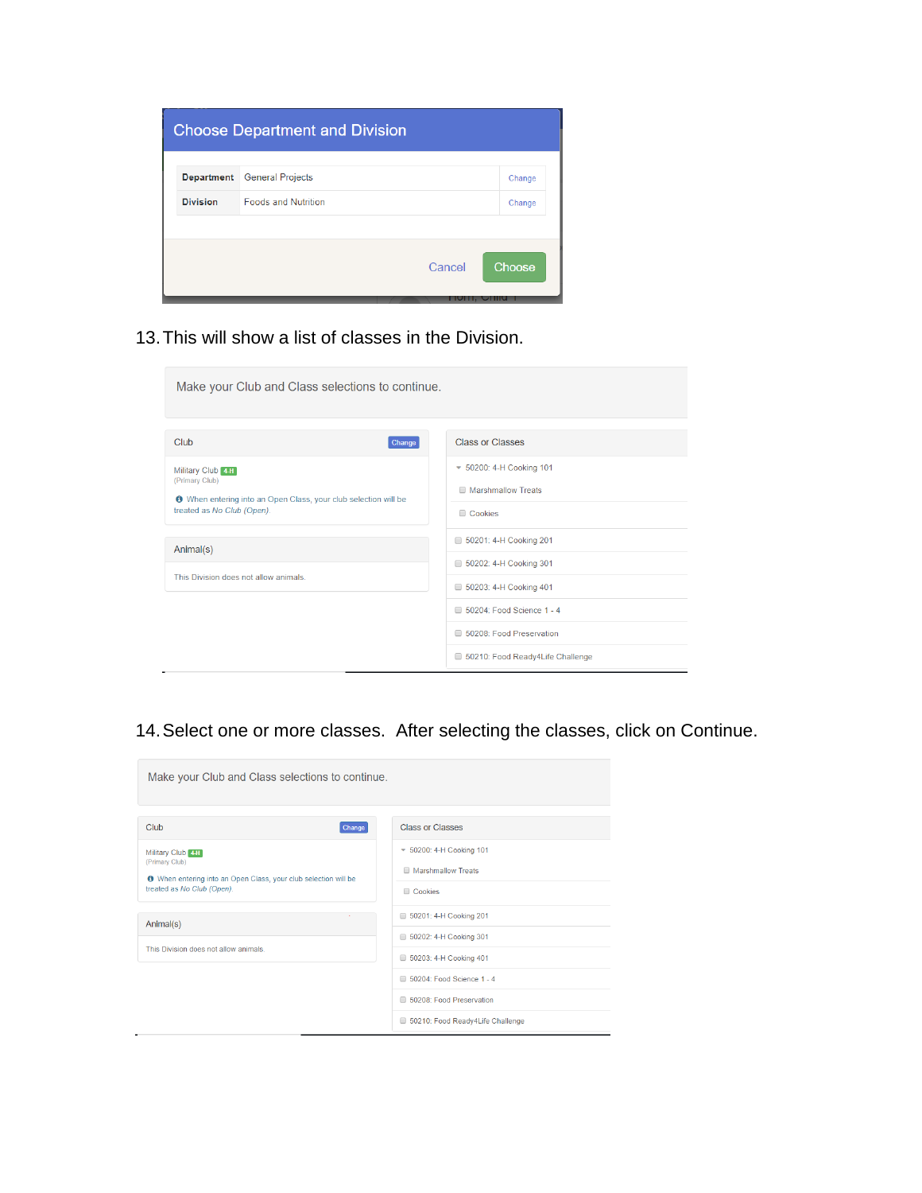Choose Department and Division

| Department | General Projects | Change |
|---|---|---|
| Division | Foods and Nutrition | Change |

Cancel Choose

13. This will show a list of classes in the Division.

Make your Club and Class selections to continue.

Club Change

Military Club 4-H
(Primary Club)

When entering into an Open Class, your club selection will be treated as *No Club (Open)*

Animal(s)

This Division does not allow animals.

Class or Classes

- 50200: 4-H Cooking 101
  - Marshmallow Treats
  - Cookies
- 50201: 4-H Cooking 201
- 50202: 4-H Cooking 301
- 50203: 4-H Cooking 401
- 50204: Food Science 1 - 4
- 50208: Food Preservation
- 50210: Food Ready4Life Challenge

14. Select one or more classes. After selecting the classes, click on Continue.

Make your Club and Class selections to continue.

Club Change

Military Club 4-H
(Primary Club)

When entering into an Open Class, your club selection will be treated as *No Club (Open)*.

Animal(s)

This Division does not allow animals.

Class or Classes

- 50200: 4-H Cooking 101
  - Marshmallow Treats
  - Cookies
- 50201: 4-H Cooking 201
- 50202: 4-H Cooking 301
- 50203: 4-H Cooking 401
- 50204: Food Science 1 - 4
- 50208: Food Preservation
- 50210: Food Ready4Life Challenge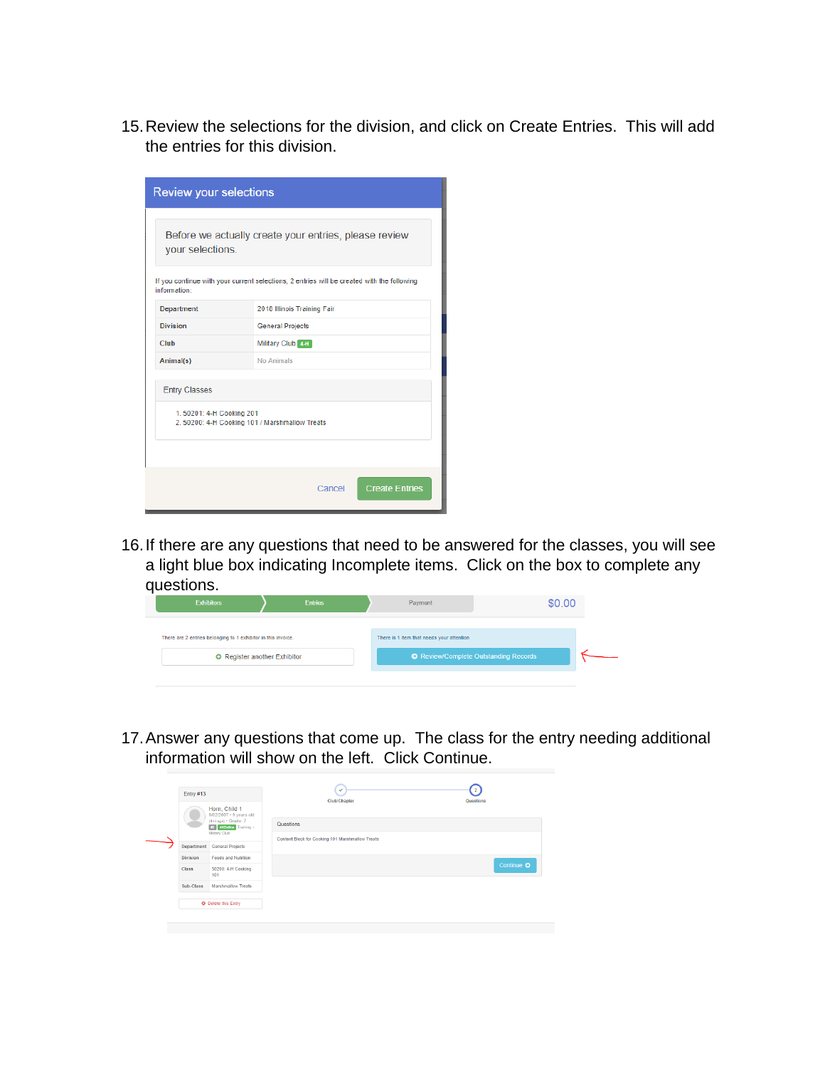15. Review the selections for the division, and click on Create Entries. This will add the entries for this division.

16. If there are any questions that need to be answered for the classes, you will see a light blue box indicating Incomplete items. Click on the box to complete any questions.

17. Answer any questions that come up. The class for the entry needing additional information will show on the left. Click Continue.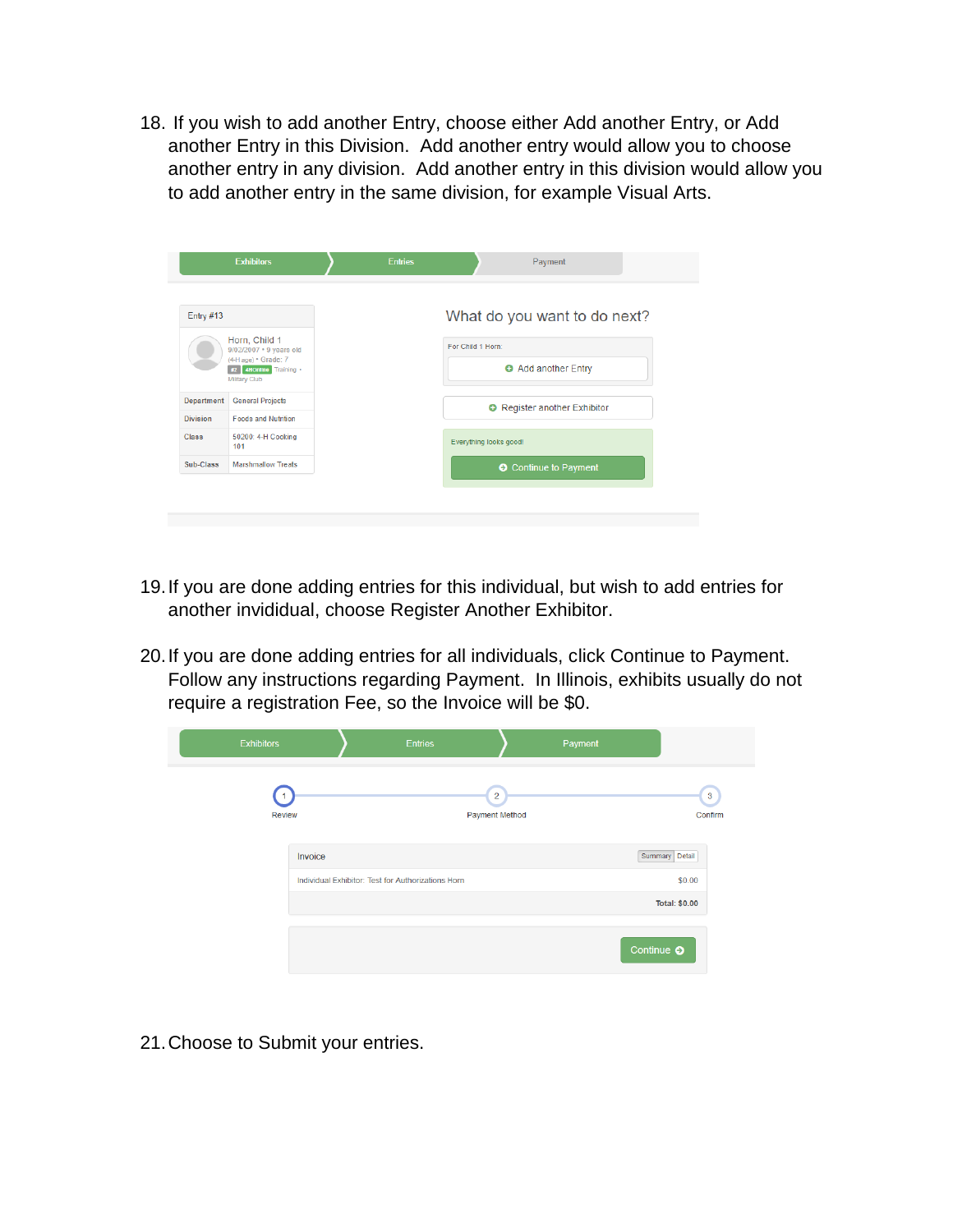18. If you wish to add another Entry, choose either Add another Entry, or Add another Entry in this Division. Add another entry would allow you to choose another entry in any division. Add another entry in this division would allow you to add another entry in the same division, for example Visual Arts.

19. If you are done adding entries for this individual, but wish to add entries for another invididual, choose Register Another Exhibitor.

20. If you are done adding entries for all individuals, click Continue to Payment. Follow any instructions regarding Payment. In Illinois, exhibits usually do not require a registration Fee, so the Invoice will be $0.

21. Choose to Submit your entries.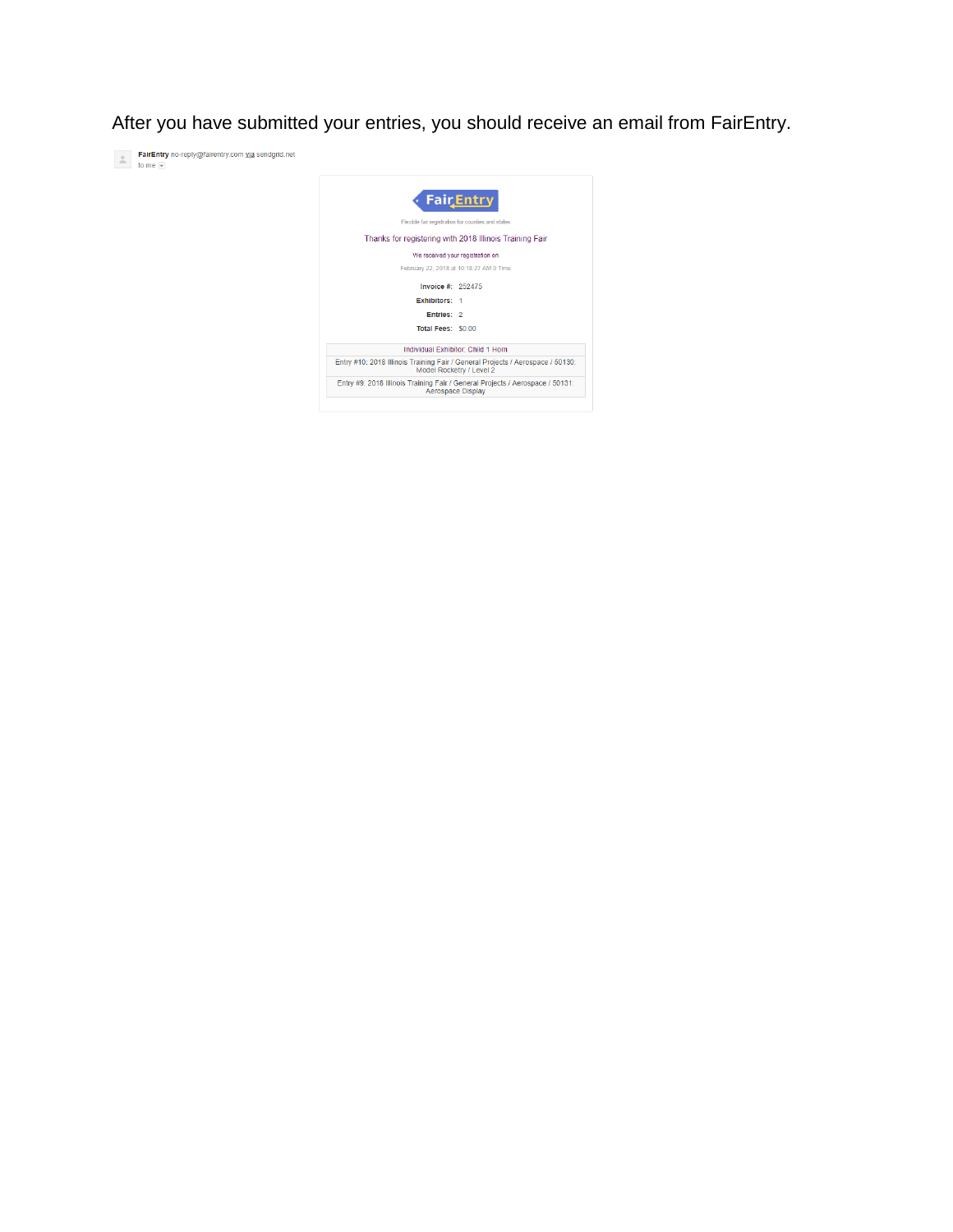After you have submitted your entries, you should receive an email from FairEntry.

**FairEntry** no-reply@fairentry.com via sendgrid.net
to me

FairEntry

Flexible fair registration for counties and states

Thanks for registering with 2018 Illinois Training Fair

We received your registration on

February 22, 2018 at 10:18:27 AM 0 Time

**Invoice #:** 252475

**Exhibitors:** 1

**Entries:** 2

**Total Fees:** $0.00

Individual Exhibitor: Child 1 Horn

Entry #10: 2018 Illinois Training Fair / General Projects / Aerospace / 50130: Model Rocketry / Level 2

Entry #9: 2018 Illinois Training Fair / General Projects / Aerospace / 50131: Aerospace Display